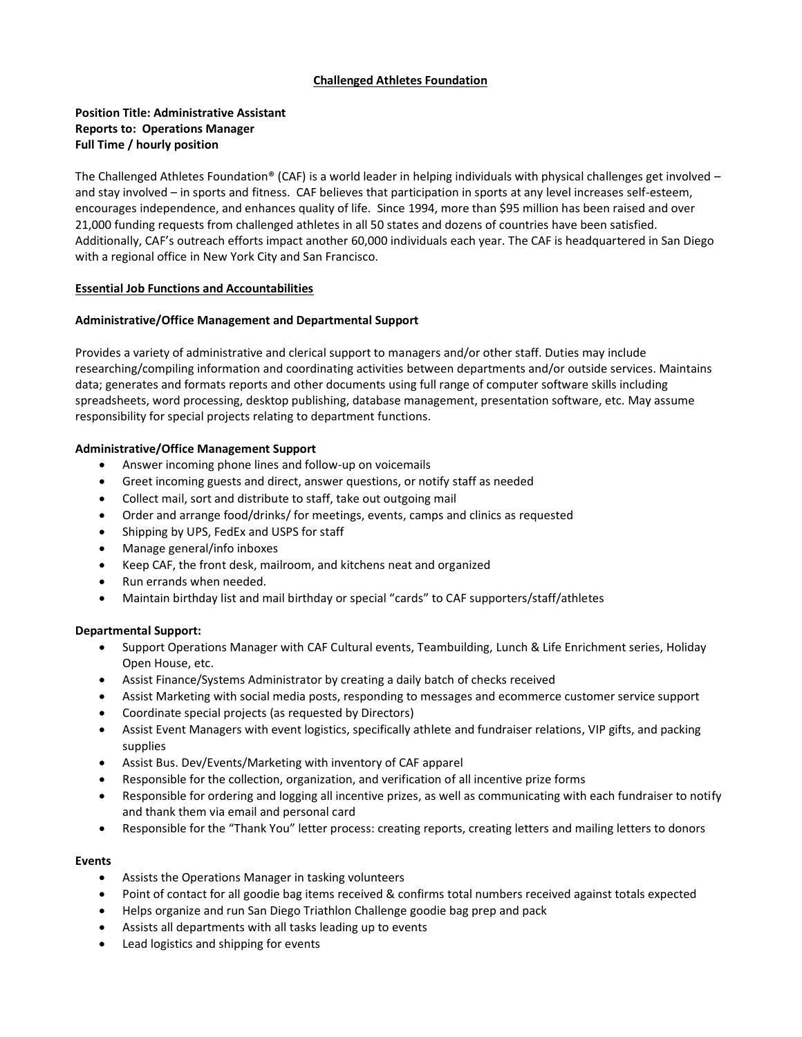# Challenged Athletes Foundation

**Position Title: Administrative Assistant**
**Reports to: Operations Manager**
**Full Time / hourly position**

The Challenged Athletes Foundation® (CAF) is a world leader in helping individuals with physical challenges get involved – and stay involved – in sports and fitness. CAF believes that participation in sports at any level increases self-esteem, encourages independence, and enhances quality of life. Since 1994, more than $95 million has been raised and over 21,000 funding requests from challenged athletes in all 50 states and dozens of countries have been satisfied. Additionally, CAF's outreach efforts impact another 60,000 individuals each year. The CAF is headquartered in San Diego with a regional office in New York City and San Francisco.

## Essential Job Functions and Accountabilities

### Administrative/Office Management and Departmental Support

Provides a variety of administrative and clerical support to managers and/or other staff. Duties may include researching/compiling information and coordinating activities between departments and/or outside services. Maintains data; generates and formats reports and other documents using full range of computer software skills including spreadsheets, word processing, desktop publishing, database management, presentation software, etc. May assume responsibility for special projects relating to department functions.

### Administrative/Office Management Support

- Answer incoming phone lines and follow-up on voicemails
- Greet incoming guests and direct, answer questions, or notify staff as needed
- Collect mail, sort and distribute to staff, take out outgoing mail
- Order and arrange food/drinks/ for meetings, events, camps and clinics as requested
- Shipping by UPS, FedEx and USPS for staff
- Manage general/info inboxes
- Keep CAF, the front desk, mailroom, and kitchens neat and organized
- Run errands when needed.
- Maintain birthday list and mail birthday or special "cards" to CAF supporters/staff/athletes

### Departmental Support:

- Support Operations Manager with CAF Cultural events, Teambuilding, Lunch & Life Enrichment series, Holiday Open House, etc.
- Assist Finance/Systems Administrator by creating a daily batch of checks received
- Assist Marketing with social media posts, responding to messages and ecommerce customer service support
- Coordinate special projects (as requested by Directors)
- Assist Event Managers with event logistics, specifically athlete and fundraiser relations, VIP gifts, and packing supplies
- Assist Bus. Dev/Events/Marketing with inventory of CAF apparel
- Responsible for the collection, organization, and verification of all incentive prize forms
- Responsible for ordering and logging all incentive prizes, as well as communicating with each fundraiser to notify and thank them via email and personal card
- Responsible for the "Thank You" letter process: creating reports, creating letters and mailing letters to donors

### Events

- Assists the Operations Manager in tasking volunteers
- Point of contact for all goodie bag items received & confirms total numbers received against totals expected
- Helps organize and run San Diego Triathlon Challenge goodie bag prep and pack
- Assists all departments with all tasks leading up to events
- Lead logistics and shipping for events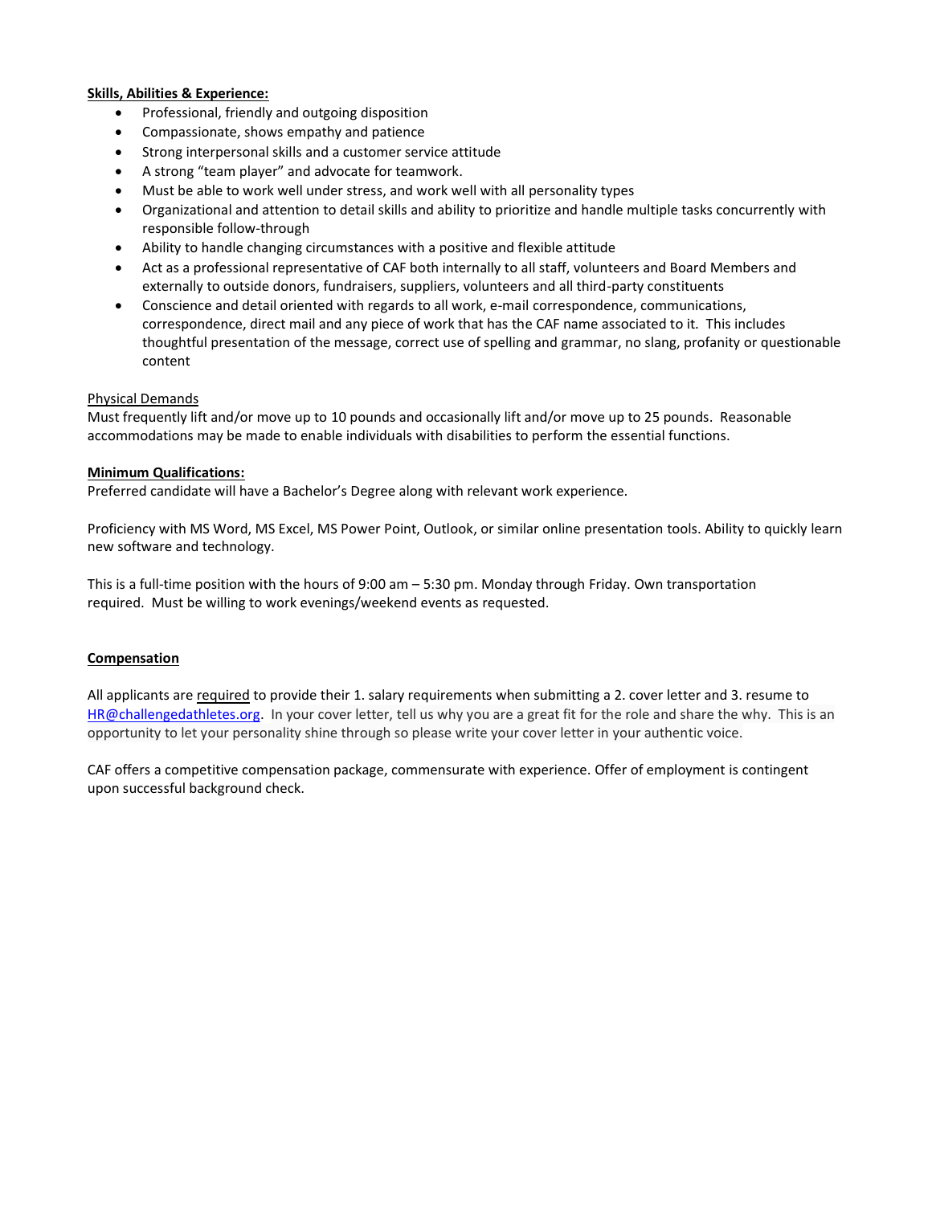**Skills, Abilities & Experience:**

- Professional, friendly and outgoing disposition
- Compassionate, shows empathy and patience
- Strong interpersonal skills and a customer service attitude
- A strong "team player" and advocate for teamwork.
- Must be able to work well under stress, and work well with all personality types
- Organizational and attention to detail skills and ability to prioritize and handle multiple tasks concurrently with responsible follow-through
- Ability to handle changing circumstances with a positive and flexible attitude
- Act as a professional representative of CAF both internally to all staff, volunteers and Board Members and externally to outside donors, fundraisers, suppliers, volunteers and all third-party constituents
- Conscience and detail oriented with regards to all work, e-mail correspondence, communications, correspondence, direct mail and any piece of work that has the CAF name associated to it. This includes thoughtful presentation of the message, correct use of spelling and grammar, no slang, profanity or questionable content

Physical Demands

Must frequently lift and/or move up to 10 pounds and occasionally lift and/or move up to 25 pounds. Reasonable accommodations may be made to enable individuals with disabilities to perform the essential functions.

**Minimum Qualifications:**

Preferred candidate will have a Bachelor's Degree along with relevant work experience.

Proficiency with MS Word, MS Excel, MS Power Point, Outlook, or similar online presentation tools. Ability to quickly learn new software and technology.

This is a full-time position with the hours of 9:00 am – 5:30 pm. Monday through Friday. Own transportation required. Must be willing to work evenings/weekend events as requested.

**Compensation**

All applicants are required to provide their 1. salary requirements when submitting a 2. cover letter and 3. resume to HR@challengedathletes.org. In your cover letter, tell us why you are a great fit for the role and share the why. This is an opportunity to let your personality shine through so please write your cover letter in your authentic voice.

CAF offers a competitive compensation package, commensurate with experience. Offer of employment is contingent upon successful background check.